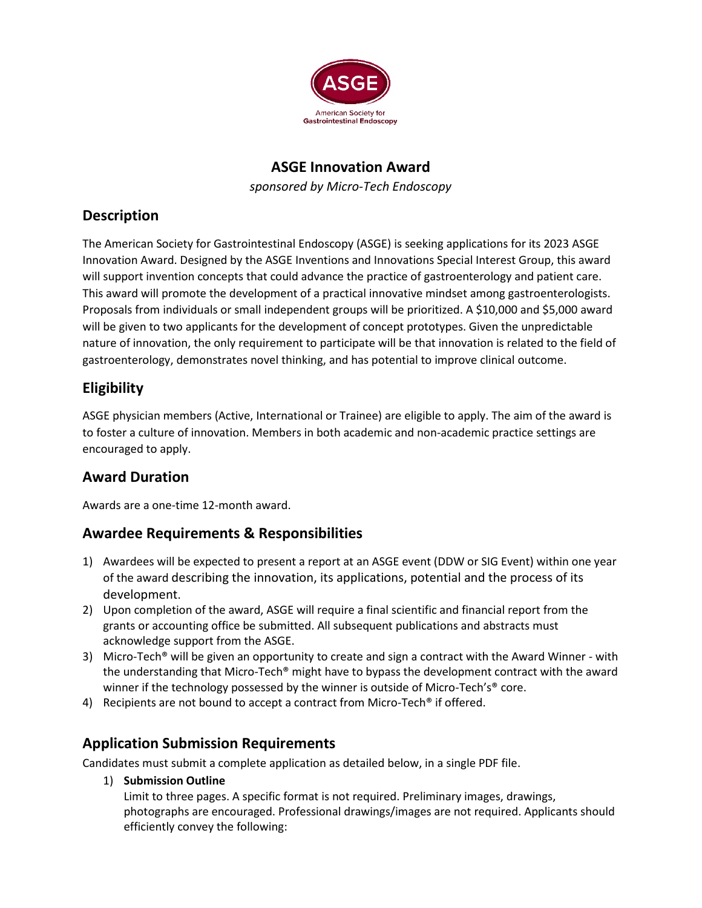ASGE

American Society for Gastrointestinal Endoscopy

# ASGE Innovation Award

*sponsored by Micro-Tech Endoscopy*

## Description

The American Society for Gastrointestinal Endoscopy (ASGE) is seeking applications for its 2023 ASGE Innovation Award. Designed by the ASGE Inventions and Innovations Special Interest Group, this award will support invention concepts that could advance the practice of gastroenterology and patient care. This award will promote the development of a practical innovative mindset among gastroenterologists. Proposals from individuals or small independent groups will be prioritized. A $10,000 and $5,000 award will be given to two applicants for the development of concept prototypes. Given the unpredictable nature of innovation, the only requirement to participate will be that innovation is related to the field of gastroenterology, demonstrates novel thinking, and has potential to improve clinical outcome.

## Eligibility

ASGE physician members (Active, International or Trainee) are eligible to apply. The aim of the award is to foster a culture of innovation. Members in both academic and non-academic practice settings are encouraged to apply.

## Award Duration

Awards are a one-time 12-month award.

## Awardee Requirements & Responsibilities

1) Awardees will be expected to present a report at an ASGE event (DDW or SIG Event) within one year of the award describing the innovation, its applications, potential and the process of its development.
2) Upon completion of the award, ASGE will require a final scientific and financial report from the grants or accounting office be submitted. All subsequent publications and abstracts must acknowledge support from the ASGE.
3) Micro-Tech® will be given an opportunity to create and sign a contract with the Award Winner - with the understanding that Micro-Tech® might have to bypass the development contract with the award winner if the technology possessed by the winner is outside of Micro-Tech's® core.
4) Recipients are not bound to accept a contract from Micro-Tech® if offered.

## Application Submission Requirements

Candidates must submit a complete application as detailed below, in a single PDF file.

1) **Submission Outline**
   Limit to three pages. A specific format is not required. Preliminary images, drawings, photographs are encouraged. Professional drawings/images are not required. Applicants should efficiently convey the following: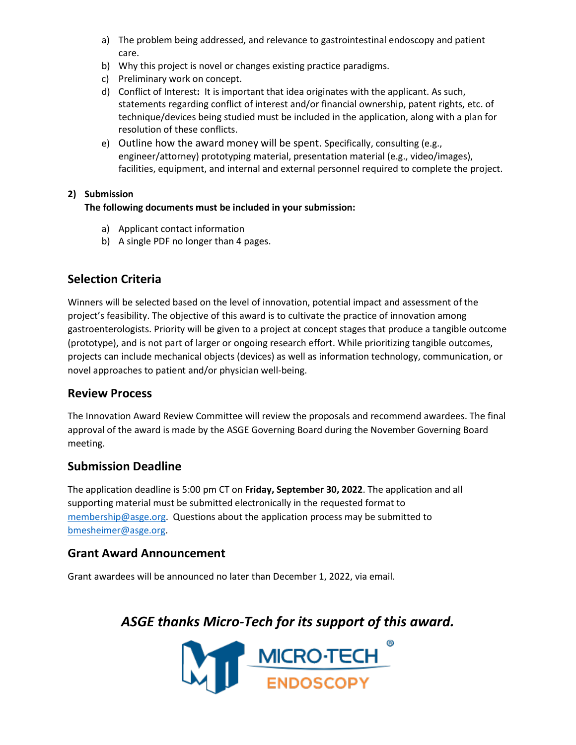a) The problem being addressed, and relevance to gastrointestinal endoscopy and patient care.
b) Why this project is novel or changes existing practice paradigms.
c) Preliminary work on concept.
d) Conflict of Interest**:** It is important that idea originates with the applicant. As such, statements regarding conflict of interest and/or financial ownership, patent rights, etc. of technique/devices being studied must be included in the application, along with a plan for resolution of these conflicts.
e) Outline how the award money will be spent. Specifically, consulting (e.g., engineer/attorney) prototyping material, presentation material (e.g., video/images), facilities, equipment, and internal and external personnel required to complete the project.

**2) Submission**

**The following documents must be included in your submission:**

a) Applicant contact information
b) A single PDF no longer than 4 pages.

## Selection Criteria

Winners will be selected based on the level of innovation, potential impact and assessment of the project's feasibility. The objective of this award is to cultivate the practice of innovation among gastroenterologists. Priority will be given to a project at concept stages that produce a tangible outcome (prototype), and is not part of larger or ongoing research effort. While prioritizing tangible outcomes, projects can include mechanical objects (devices) as well as information technology, communication, or novel approaches to patient and/or physician well-being.

## Review Process

The Innovation Award Review Committee will review the proposals and recommend awardees. The final approval of the award is made by the ASGE Governing Board during the November Governing Board meeting.

## Submission Deadline

The application deadline is 5:00 pm CT on **Friday, September 30, 2022**. The application and all supporting material must be submitted electronically in the requested format to membership@asge.org. Questions about the application process may be submitted to bmesheimer@asge.org.

## Grant Award Announcement

Grant awardees will be announced no later than December 1, 2022, via email.

***ASGE thanks Micro-Tech for its support of this award.***

MICRO-TECH®
ENDOSCOPY